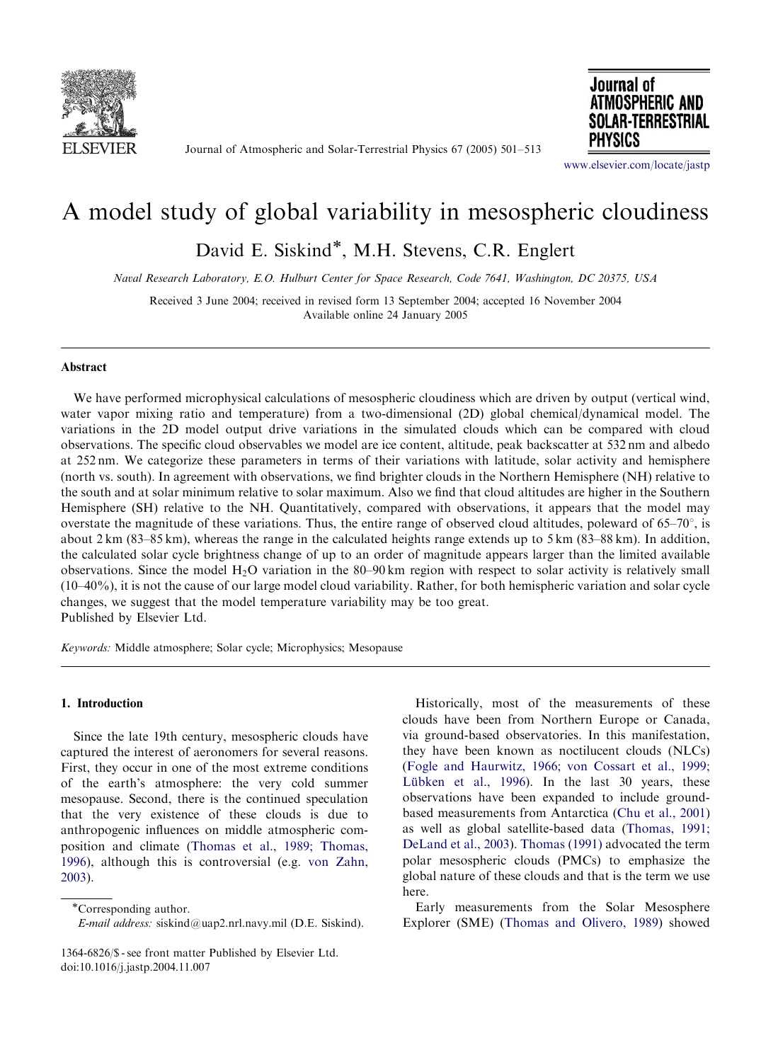# A model study of global variability in mesospheric cloudiness

David E. Siskind*, M.H. Stevens, C.R. Englert

*Naval Research Laboratory, E.O. Hulburt Center for Space Research, Code 7641, Washington, DC 20375, USA*

Received 3 June 2004; received in revised form 13 September 2004; accepted 16 November 2004
Available online 24 January 2005

## Abstract

We have performed microphysical calculations of mesospheric cloudiness which are driven by output (vertical wind, water vapor mixing ratio and temperature) from a two-dimensional (2D) global chemical/dynamical model. The variations in the 2D model output drive variations in the simulated clouds which can be compared with cloud observations. The specific cloud observables we model are ice content, altitude, peak backscatter at 532 nm and albedo at 252 nm. We categorize these parameters in terms of their variations with latitude, solar activity and hemisphere (north vs. south). In agreement with observations, we find brighter clouds in the Northern Hemisphere (NH) relative to the south and at solar minimum relative to solar maximum. Also we find that cloud altitudes are higher in the Southern Hemisphere (SH) relative to the NH. Quantitatively, compared with observations, it appears that the model may overstate the magnitude of these variations. Thus, the entire range of observed cloud altitudes, poleward of 65–70°, is about 2 km (83–85 km), whereas the range in the calculated heights range extends up to 5 km (83–88 km). In addition, the calculated solar cycle brightness change of up to an order of magnitude appears larger than the limited available observations. Since the model $H_2O$ variation in the 80–90 km region with respect to solar activity is relatively small (10–40%), it is not the cause of our large model cloud variability. Rather, for both hemispheric variation and solar cycle changes, we suggest that the model temperature variability may be too great.
Published by Elsevier Ltd.

*Keywords:* Middle atmosphere; Solar cycle; Microphysics; Mesopause

## 1. Introduction

Since the late 19th century, mesospheric clouds have captured the interest of aeronomers for several reasons. First, they occur in one of the most extreme conditions of the earth's atmosphere: the very cold summer mesopause. Second, there is the continued speculation that the very existence of these clouds is due to anthropogenic influences on middle atmospheric composition and climate (Thomas et al., 1989; Thomas, 1996), although this is controversial (e.g. von Zahn, 2003).

Historically, most of the measurements of these clouds have been from Northern Europe or Canada, via ground-based observatories. In this manifestation, they have been known as noctilucent clouds (NLCs) (Fogle and Haurwitz, 1966; von Cossart et al., 1999; Lübken et al., 1996). In the last 30 years, these observations have been expanded to include ground-based measurements from Antarctica (Chu et al., 2001) as well as global satellite-based data (Thomas, 1991; DeLand et al., 2003). Thomas (1991) advocated the term polar mesospheric clouds (PMCs) to emphasize the global nature of these clouds and that is the term we use here.

Early measurements from the Solar Mesosphere Explorer (SME) (Thomas and Olivero, 1989) showed

*Corresponding author.
*E-mail address:* siskind@uap2.nrl.navy.mil (D.E. Siskind).

1364-6826/$ - see front matter Published by Elsevier Ltd.
doi:10.1016/j.jastp.2004.11.007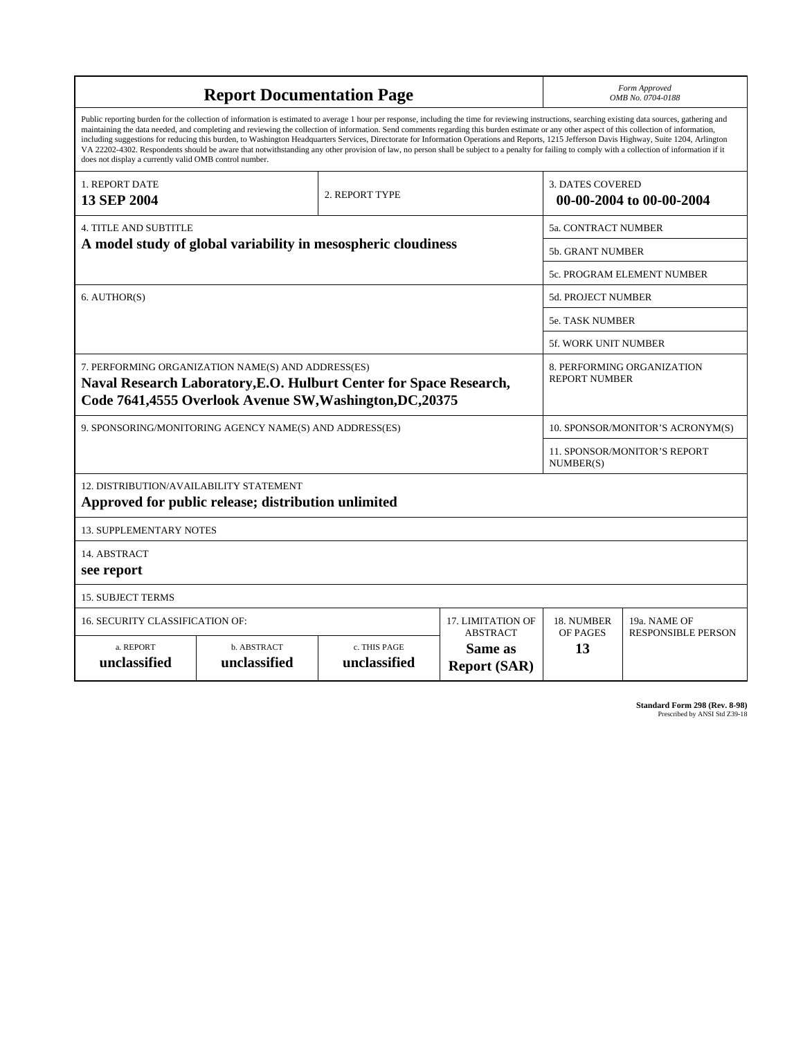# Report Documentation Page

*Form Approved*
*OMB No. 0704-0188*

Public reporting burden for the collection of information is estimated to average 1 hour per response, including the time for reviewing instructions, searching existing data sources, gathering and maintaining the data needed, and completing and reviewing the collection of information. Send comments regarding this burden estimate or any other aspect of this collection of information, including suggestions for reducing this burden, to Washington Headquarters Services, Directorate for Information Operations and Reports, 1215 Jefferson Davis Highway, Suite 1204, Arlington VA 22202-4302. Respondents should be aware that notwithstanding any other provision of law, no person shall be subject to a penalty for failing to comply with a collection of information if it does not display a currently valid OMB control number.

| 1. REPORT DATE | 2. REPORT TYPE | 3. DATES COVERED |
|---|---|---|
| **13 SEP 2004** | | **00-00-2004 to 00-00-2004** |

| 4. TITLE AND SUBTITLE | |
|---|---|
| **A model study of global variability in mesospheric cloudiness** | 5a. CONTRACT NUMBER |
| | 5b. GRANT NUMBER |
| | 5c. PROGRAM ELEMENT NUMBER |
| 6. AUTHOR(S) | 5d. PROJECT NUMBER |
| | 5e. TASK NUMBER |
| | 5f. WORK UNIT NUMBER |
| 7. PERFORMING ORGANIZATION NAME(S) AND ADDRESS(ES) **Naval Research Laboratory,E.O. Hulburt Center for Space Research, Code 7641,4555 Overlook Avenue SW,Washington,DC,20375** | 8. PERFORMING ORGANIZATION REPORT NUMBER |
| 9. SPONSORING/MONITORING AGENCY NAME(S) AND ADDRESS(ES) | 10. SPONSOR/MONITOR'S ACRONYM(S) |
| | 11. SPONSOR/MONITOR'S REPORT NUMBER(S) |

12. DISTRIBUTION/AVAILABILITY STATEMENT
**Approved for public release; distribution unlimited**

13. SUPPLEMENTARY NOTES

14. ABSTRACT
**see report**

15. SUBJECT TERMS

| 16. SECURITY CLASSIFICATION OF: | | | 17. LIMITATION OF ABSTRACT | 18. NUMBER OF PAGES | 19a. NAME OF RESPONSIBLE PERSON |
|---|---|---|---|---|---|
| a. REPORT | b. ABSTRACT | c. THIS PAGE | | | |
| **unclassified** | **unclassified** | **unclassified** | **Same as Report (SAR)** | **13** | |

**Standard Form 298 (Rev. 8-98)**
Prescribed by ANSI Std Z39-18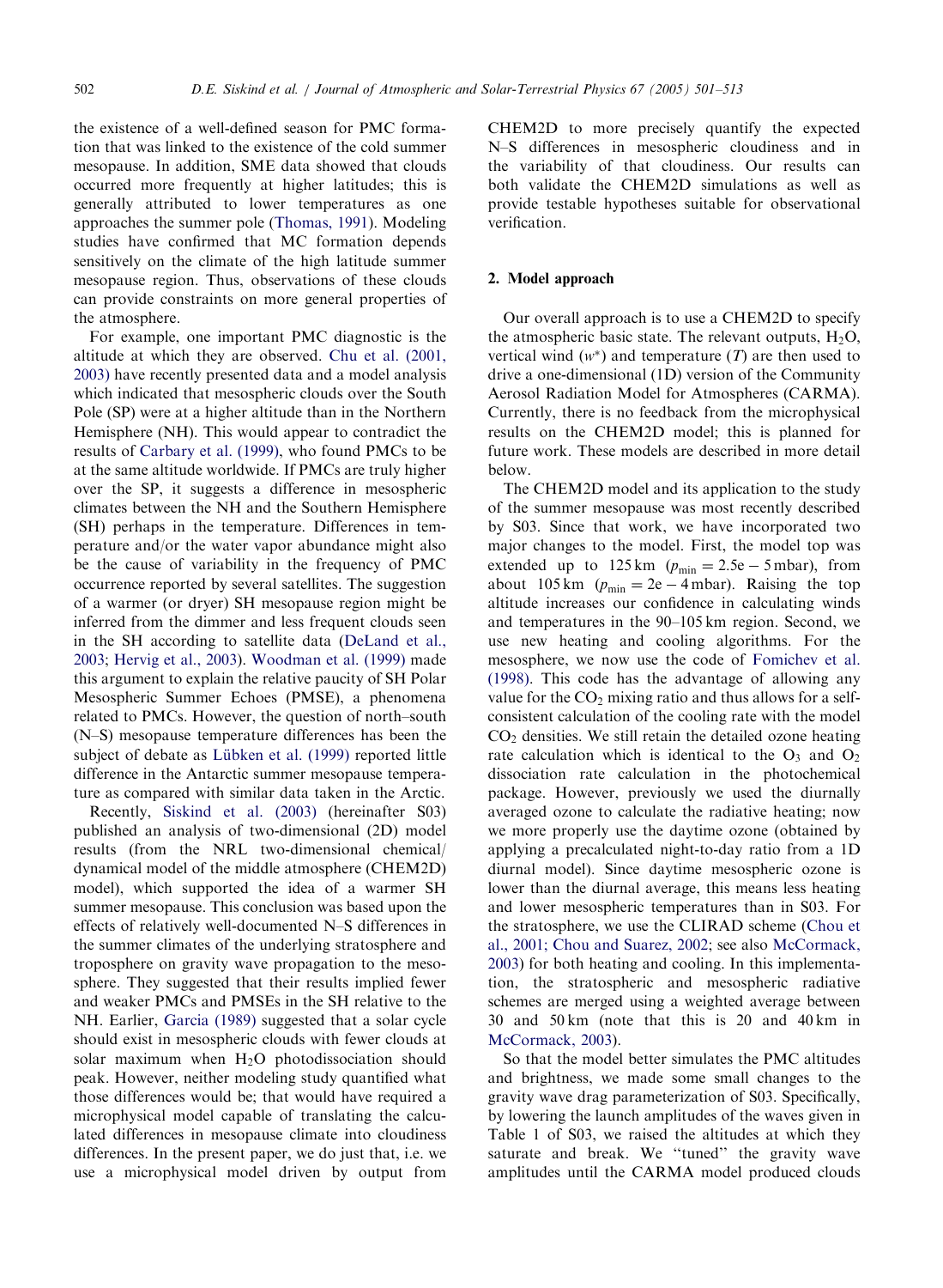the existence of a well-defined season for PMC formation that was linked to the existence of the cold summer mesopause. In addition, SME data showed that clouds occurred more frequently at higher latitudes; this is generally attributed to lower temperatures as one approaches the summer pole (Thomas, 1991). Modeling studies have confirmed that MC formation depends sensitively on the climate of the high latitude summer mesopause region. Thus, observations of these clouds can provide constraints on more general properties of the atmosphere.

For example, one important PMC diagnostic is the altitude at which they are observed. Chu et al. (2001, 2003) have recently presented data and a model analysis which indicated that mesospheric clouds over the South Pole (SP) were at a higher altitude than in the Northern Hemisphere (NH). This would appear to contradict the results of Carbary et al. (1999), who found PMCs to be at the same altitude worldwide. If PMCs are truly higher over the SP, it suggests a difference in mesospheric climates between the NH and the Southern Hemisphere (SH) perhaps in the temperature. Differences in temperature and/or the water vapor abundance might also be the cause of variability in the frequency of PMC occurrence reported by several satellites. The suggestion of a warmer (or dryer) SH mesopause region might be inferred from the dimmer and less frequent clouds seen in the SH according to satellite data (DeLand et al., 2003; Hervig et al., 2003). Woodman et al. (1999) made this argument to explain the relative paucity of SH Polar Mesospheric Summer Echoes (PMSE), a phenomena related to PMCs. However, the question of north–south (N–S) mesopause temperature differences has been the subject of debate as Lübken et al. (1999) reported little difference in the Antarctic summer mesopause temperature as compared with similar data taken in the Arctic.

Recently, Siskind et al. (2003) (hereinafter S03) published an analysis of two-dimensional (2D) model results (from the NRL two-dimensional chemical/dynamical model of the middle atmosphere (CHEM2D) model), which supported the idea of a warmer SH summer mesopause. This conclusion was based upon the effects of relatively well-documented N–S differences in the summer climates of the underlying stratosphere and troposphere on gravity wave propagation to the mesosphere. They suggested that their results implied fewer and weaker PMCs and PMSEs in the SH relative to the NH. Earlier, Garcia (1989) suggested that a solar cycle should exist in mesospheric clouds with fewer clouds at solar maximum when $H_2O$ photodissociation should peak. However, neither modeling study quantified what those differences would be; that would have required a microphysical model capable of translating the calculated differences in mesopause climate into cloudiness differences. In the present paper, we do just that, i.e. we use a microphysical model driven by output from CHEM2D to more precisely quantify the expected N–S differences in mesospheric cloudiness and in the variability of that cloudiness. Our results can both validate the CHEM2D simulations as well as provide testable hypotheses suitable for observational verification.

## 2. Model approach

Our overall approach is to use a CHEM2D to specify the atmospheric basic state. The relevant outputs, $H_2O$, vertical wind ($w^*$) and temperature ($T$) are then used to drive a one-dimensional (1D) version of the Community Aerosol Radiation Model for Atmospheres (CARMA). Currently, there is no feedback from the microphysical results on the CHEM2D model; this is planned for future work. These models are described in more detail below.

The CHEM2D model and its application to the study of the summer mesopause was most recently described by S03. Since that work, we have incorporated two major changes to the model. First, the model top was extended up to 125 km ($p_{min} = 2.5e-5$ mbar), from about 105 km ($p_{min} = 2e-4$ mbar). Raising the top altitude increases our confidence in calculating winds and temperatures in the 90–105 km region. Second, we use new heating and cooling algorithms. For the mesosphere, we now use the code of Fomichev et al. (1998). This code has the advantage of allowing any value for the $CO_2$ mixing ratio and thus allows for a self-consistent calculation of the cooling rate with the model $CO_2$ densities. We still retain the detailed ozone heating rate calculation which is identical to the $O_3$ and $O_2$ dissociation rate calculation in the photochemical package. However, previously we used the diurnally averaged ozone to calculate the radiative heating; now we more properly use the daytime ozone (obtained by applying a precalculated night-to-day ratio from a 1D diurnal model). Since daytime mesospheric ozone is lower than the diurnal average, this means less heating and lower mesospheric temperatures than in S03. For the stratosphere, we use the CLIRAD scheme (Chou et al., 2001; Chou and Suarez, 2002; see also McCormack, 2003) for both heating and cooling. In this implementation, the stratospheric and mesospheric radiative schemes are merged using a weighted average between 30 and 50 km (note that this is 20 and 40 km in McCormack, 2003).

So that the model better simulates the PMC altitudes and brightness, we made some small changes to the gravity wave drag parameterization of S03. Specifically, by lowering the launch amplitudes of the waves given in Table 1 of S03, we raised the altitudes at which they saturate and break. We "tuned" the gravity wave amplitudes until the CARMA model produced clouds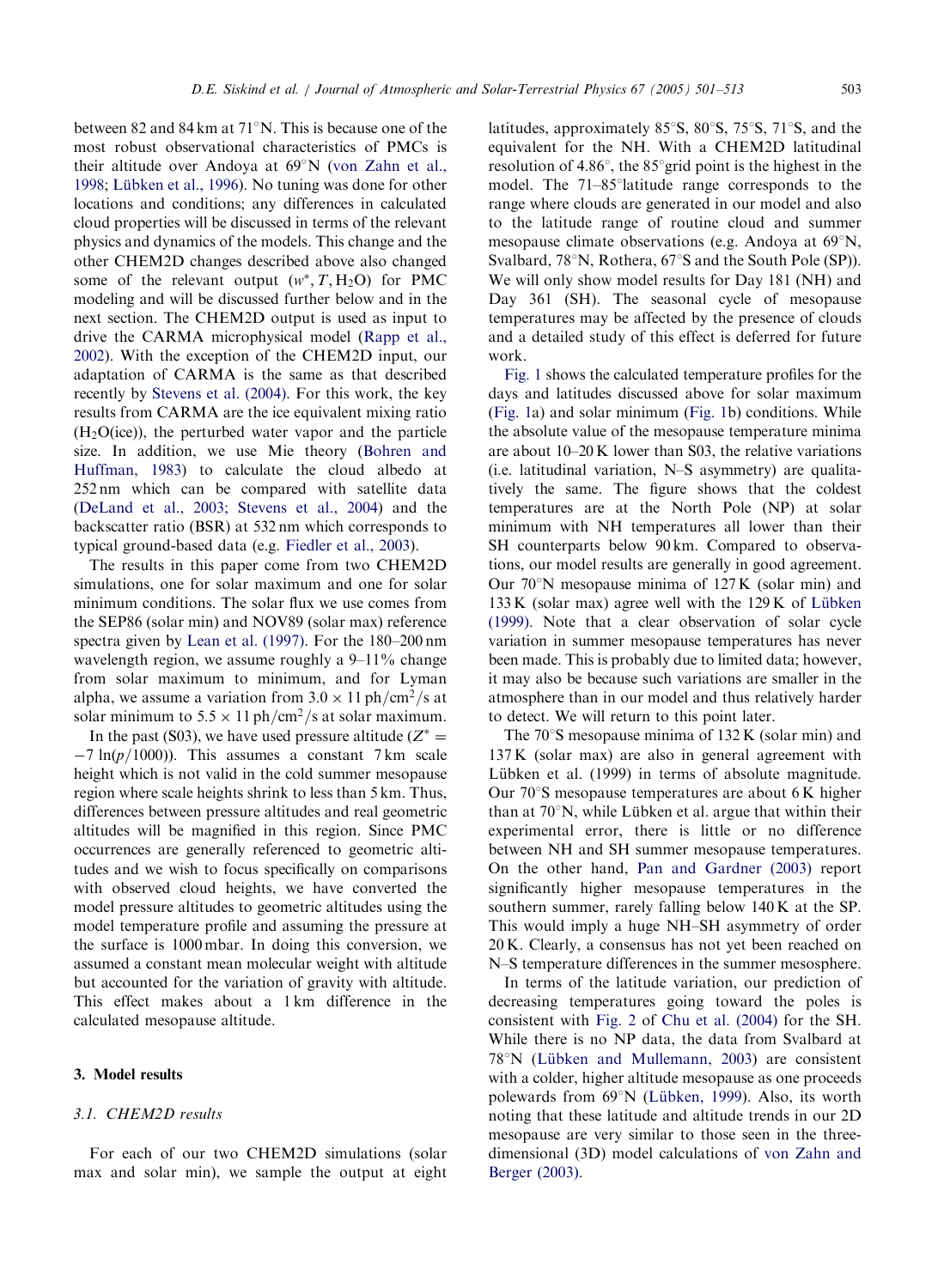between 82 and 84 km at 71°N. This is because one of the most robust observational characteristics of PMCs is their altitude over Andoya at 69°N (von Zahn et al., 1998; Lübken et al., 1996). No tuning was done for other locations and conditions; any differences in calculated cloud properties will be discussed in terms of the relevant physics and dynamics of the models. This change and the other CHEM2D changes described above also changed some of the relevant output ($w^*, T, H_2O$) for PMC modeling and will be discussed further below and in the next section. The CHEM2D output is used as input to drive the CARMA microphysical model (Rapp et al., 2002). With the exception of the CHEM2D input, our adaptation of CARMA is the same as that described recently by Stevens et al. (2004). For this work, the key results from CARMA are the ice equivalent mixing ratio ($H_2O$(ice)), the perturbed water vapor and the particle size. In addition, we use Mie theory (Bohren and Huffman, 1983) to calculate the cloud albedo at 252 nm which can be compared with satellite data (DeLand et al., 2003; Stevens et al., 2004) and the backscatter ratio (BSR) at 532 nm which corresponds to typical ground-based data (e.g. Fiedler et al., 2003).

The results in this paper come from two CHEM2D simulations, one for solar maximum and one for solar minimum conditions. The solar flux we use comes from the SEP86 (solar min) and NOV89 (solar max) reference spectra given by Lean et al. (1997). For the 180–200 nm wavelength region, we assume roughly a 9–11% change from solar maximum to minimum, and for Lyman alpha, we assume a variation from $3.0 \times 11\ \mathrm{ph/cm^2/s}$ at solar minimum to $5.5 \times 11\ \mathrm{ph/cm^2/s}$ at solar maximum.

In the past (S03), we have used pressure altitude ($Z^* = -7\ln(p/1000)$). This assumes a constant 7 km scale height which is not valid in the cold summer mesopause region where scale heights shrink to less than 5 km. Thus, differences between pressure altitudes and real geometric altitudes will be magnified in this region. Since PMC occurrences are generally referenced to geometric altitudes and we wish to focus specifically on comparisons with observed cloud heights, we have converted the model pressure altitudes to geometric altitudes using the model temperature profile and assuming the pressure at the surface is 1000 mbar. In doing this conversion, we assumed a constant mean molecular weight with altitude but accounted for the variation of gravity with altitude. This effect makes about a 1 km difference in the calculated mesopause altitude.

## 3. Model results

### 3.1. CHEM2D results

For each of our two CHEM2D simulations (solar max and solar min), we sample the output at eight latitudes, approximately 85°S, 80°S, 75°S, 71°S, and the equivalent for the NH. With a CHEM2D latitudinal resolution of 4.86°, the 85° grid point is the highest in the model. The 71–85° latitude range corresponds to the range where clouds are generated in our model and also to the latitude range of routine cloud and summer mesopause climate observations (e.g. Andoya at 69°N, Svalbard, 78°N, Rothera, 67°S and the South Pole (SP)). We will only show model results for Day 181 (NH) and Day 361 (SH). The seasonal cycle of mesopause temperatures may be affected by the presence of clouds and a detailed study of this effect is deferred for future work.

Fig. 1 shows the calculated temperature profiles for the days and latitudes discussed above for solar maximum (Fig. 1a) and solar minimum (Fig. 1b) conditions. While the absolute value of the mesopause temperature minima are about 10–20 K lower than S03, the relative variations (i.e. latitudinal variation, N–S asymmetry) are qualitatively the same. The figure shows that the coldest temperatures are at the North Pole (NP) at solar minimum with NH temperatures all lower than their SH counterparts below 90 km. Compared to observations, our model results are generally in good agreement. Our 70°N mesopause minima of 127 K (solar min) and 133 K (solar max) agree well with the 129 K of Lübken (1999). Note that a clear observation of solar cycle variation in summer mesopause temperatures has never been made. This is probably due to limited data; however, it may also be because such variations are smaller in the atmosphere than in our model and thus relatively harder to detect. We will return to this point later.

The 70°S mesopause minima of 132 K (solar min) and 137 K (solar max) are also in general agreement with Lübken et al. (1999) in terms of absolute magnitude. Our 70°S mesopause temperatures are about 6 K higher than at 70°N, while Lübken et al. argue that within their experimental error, there is little or no difference between NH and SH summer mesopause temperatures. On the other hand, Pan and Gardner (2003) report significantly higher mesopause temperatures in the southern summer, rarely falling below 140 K at the SP. This would imply a huge NH–SH asymmetry of order 20 K. Clearly, a consensus has not yet been reached on N–S temperature differences in the summer mesosphere.

In terms of the latitude variation, our prediction of decreasing temperatures going toward the poles is consistent with Fig. 2 of Chu et al. (2004) for the SH. While there is no NP data, the data from Svalbard at 78°N (Lübken and Mullemann, 2003) are consistent with a colder, higher altitude mesopause as one proceeds polewards from 69°N (Lübken, 1999). Also, its worth noting that these latitude and altitude trends in our 2D mesopause are very similar to those seen in the three-dimensional (3D) model calculations of von Zahn and Berger (2003).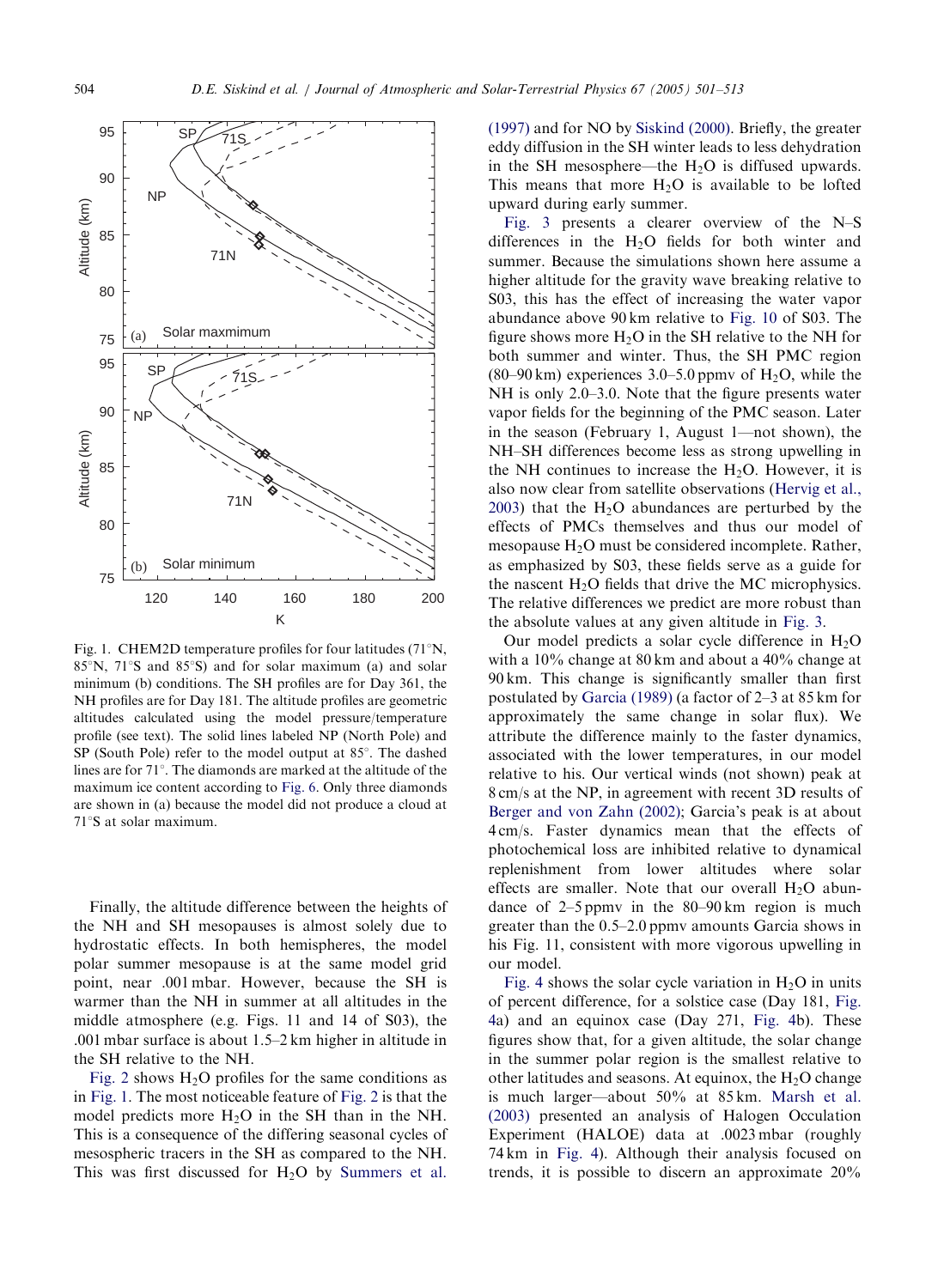Fig. 1. CHEM2D temperature profiles for four latitudes (71°N, 85°N, 71°S and 85°S) and for solar maximum (a) and solar minimum (b) conditions. The SH profiles are for Day 361, the NH profiles are for Day 181. The altitude profiles are geometric altitudes calculated using the model pressure/temperature profile (see text). The solid lines labeled NP (North Pole) and SP (South Pole) refer to the model output at 85°. The dashed lines are for 71°. The diamonds are marked at the altitude of the maximum ice content according to Fig. 6. Only three diamonds are shown in (a) because the model did not produce a cloud at 71°S at solar maximum.

Finally, the altitude difference between the heights of the NH and SH mesopauses is almost solely due to hydrostatic effects. In both hemispheres, the model polar summer mesopause is at the same model grid point, near .001 mbar. However, because the SH is warmer than the NH in summer at all altitudes in the middle atmosphere (e.g. Figs. 11 and 14 of S03), the .001 mbar surface is about 1.5–2 km higher in altitude in the SH relative to the NH.

Fig. 2 shows $H_2O$ profiles for the same conditions as in Fig. 1. The most noticeable feature of Fig. 2 is that the model predicts more $H_2O$ in the SH than in the NH. This is a consequence of the differing seasonal cycles of mesospheric tracers in the SH as compared to the NH. This was first discussed for $H_2O$ by Summers et al. (1997) and for NO by Siskind (2000). Briefly, the greater eddy diffusion in the SH winter leads to less dehydration in the SH mesosphere—the $H_2O$ is diffused upwards. This means that more $H_2O$ is available to be lofted upward during early summer.

Fig. 3 presents a clearer overview of the N–S differences in the $H_2O$ fields for both winter and summer. Because the simulations shown here assume a higher altitude for the gravity wave breaking relative to S03, this has the effect of increasing the water vapor abundance above 90 km relative to Fig. 10 of S03. The figure shows more $H_2O$ in the SH relative to the NH for both summer and winter. Thus, the SH PMC region (80–90 km) experiences 3.0–5.0 ppmv of $H_2O$, while the NH is only 2.0–3.0. Note that the figure presents water vapor fields for the beginning of the PMC season. Later in the season (February 1, August 1—not shown), the NH–SH differences become less as strong upwelling in the NH continues to increase the $H_2O$. However, it is also now clear from satellite observations (Hervig et al., 2003) that the $H_2O$ abundances are perturbed by the effects of PMCs themselves and thus our model of mesopause $H_2O$ must be considered incomplete. Rather, as emphasized by S03, these fields serve as a guide for the nascent $H_2O$ fields that drive the MC microphysics. The relative differences we predict are more robust than the absolute values at any given altitude in Fig. 3.

Our model predicts a solar cycle difference in $H_2O$ with a 10% change at 80 km and about a 40% change at 90 km. This change is significantly smaller than first postulated by Garcia (1989) (a factor of 2–3 at 85 km for approximately the same change in solar flux). We attribute the difference mainly to the faster dynamics, associated with the lower temperatures, in our model relative to his. Our vertical winds (not shown) peak at 8 cm/s at the NP, in agreement with recent 3D results of Berger and von Zahn (2002); Garcia's peak is at about 4 cm/s. Faster dynamics mean that the effects of photochemical loss are inhibited relative to dynamical replenishment from lower altitudes where solar effects are smaller. Note that our overall $H_2O$ abundance of 2–5 ppmv in the 80–90 km region is much greater than the 0.5–2.0 ppmv amounts Garcia shows in his Fig. 11, consistent with more vigorous upwelling in our model.

Fig. 4 shows the solar cycle variation in $H_2O$ in units of percent difference, for a solstice case (Day 181, Fig. 4a) and an equinox case (Day 271, Fig. 4b). These figures show that, for a given altitude, the solar change in the summer polar region is the smallest relative to other latitudes and seasons. At equinox, the $H_2O$ change is much larger—about 50% at 85 km. Marsh et al. (2003) presented an analysis of Halogen Occulation Experiment (HALOE) data at .0023 mbar (roughly 74 km in Fig. 4). Although their analysis focused on trends, it is possible to discern an approximate 20%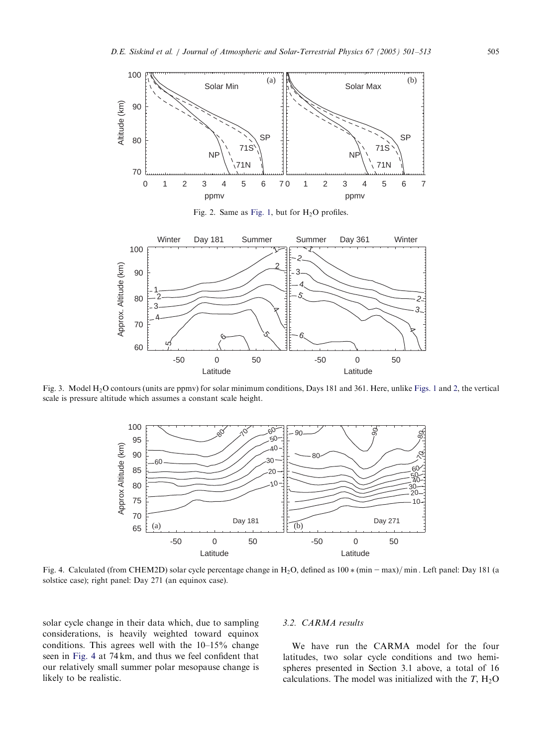Fig. 2. Same as Fig. 1, but for $H_2O$ profiles.

Fig. 3. Model $H_2O$ contours (units are ppmv) for solar minimum conditions, Days 181 and 361. Here, unlike Figs. 1 and 2, the vertical scale is pressure altitude which assumes a constant scale height.

Fig. 4. Calculated (from CHEM2D) solar cycle percentage change in $H_2O$, defined as $100 * (\min - \max)/\min$. Left panel: Day 181 (a solstice case); right panel: Day 271 (an equinox case).

solar cycle change in their data which, due to sampling considerations, is heavily weighted toward equinox conditions. This agrees well with the 10–15% change seen in Fig. 4 at 74 km, and thus we feel confident that our relatively small summer polar mesopause change is likely to be realistic.

### 3.2. CARMA results

We have run the CARMA model for the four latitudes, two solar cycle conditions and two hemispheres presented in Section 3.1 above, a total of 16 calculations. The model was initialized with the $T$, $H_2O$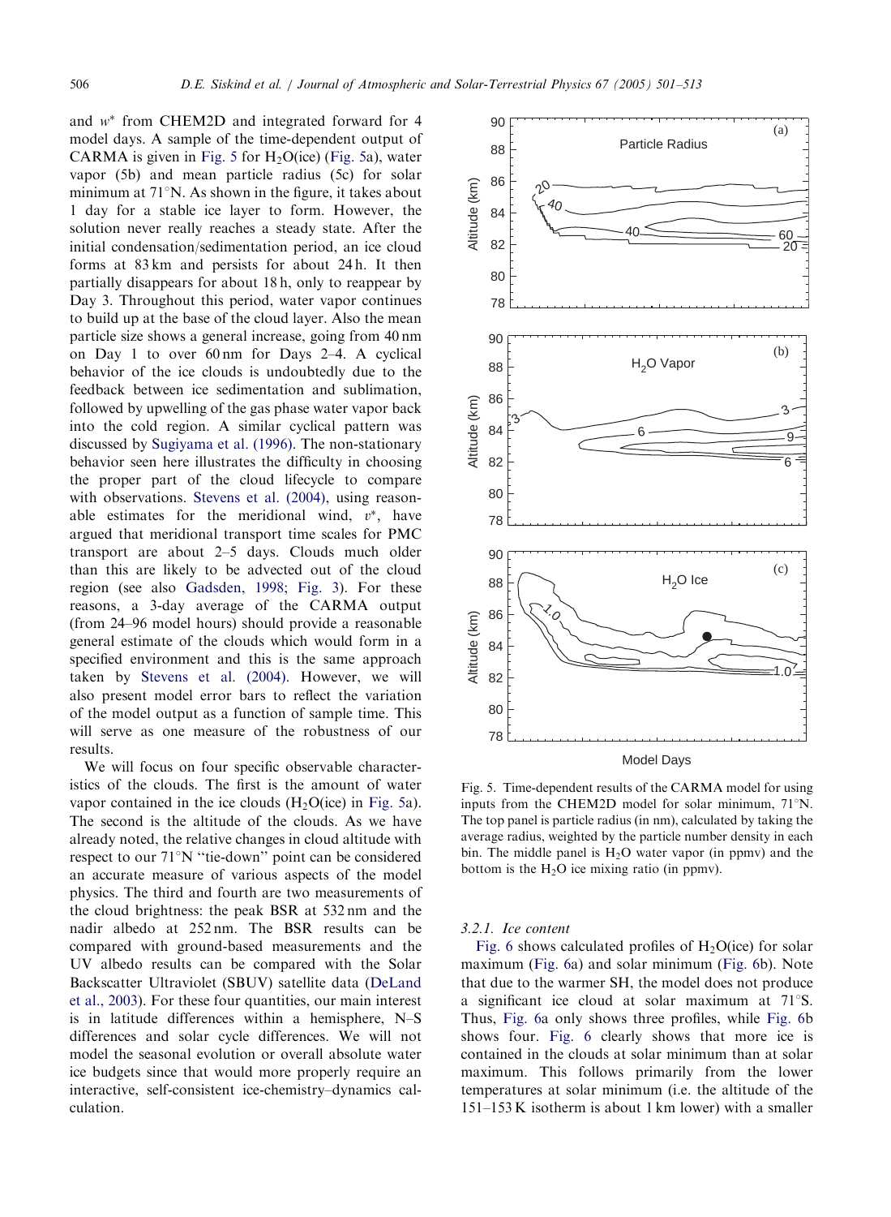and $w^*$ from CHEM2D and integrated forward for 4 model days. A sample of the time-dependent output of CARMA is given in Fig. 5 for $H_2O$(ice) (Fig. 5a), water vapor (5b) and mean particle radius (5c) for solar minimum at 71°N. As shown in the figure, it takes about 1 day for a stable ice layer to form. However, the solution never really reaches a steady state. After the initial condensation/sedimentation period, an ice cloud forms at 83 km and persists for about 24 h. It then partially disappears for about 18 h, only to reappear by Day 3. Throughout this period, water vapor continues to build up at the base of the cloud layer. Also the mean particle size shows a general increase, going from 40 nm on Day 1 to over 60 nm for Days 2–4. A cyclical behavior of the ice clouds is undoubtedly due to the feedback between ice sedimentation and sublimation, followed by upwelling of the gas phase water vapor back into the cold region. A similar cyclical pattern was discussed by Sugiyama et al. (1996). The non-stationary behavior seen here illustrates the difficulty in choosing the proper part of the cloud lifecycle to compare with observations. Stevens et al. (2004), using reasonable estimates for the meridional wind, $v^*$, have argued that meridional transport time scales for PMC transport are about 2–5 days. Clouds much older than this are likely to be advected out of the cloud region (see also Gadsden, 1998; Fig. 3). For these reasons, a 3-day average of the CARMA output (from 24–96 model hours) should provide a reasonable general estimate of the clouds which would form in a specified environment and this is the same approach taken by Stevens et al. (2004). However, we will also present model error bars to reflect the variation of the model output as a function of sample time. This will serve as one measure of the robustness of our results.

We will focus on four specific observable characteristics of the clouds. The first is the amount of water vapor contained in the ice clouds ($H_2O$(ice) in Fig. 5a). The second is the altitude of the clouds. As we have already noted, the relative changes in cloud altitude with respect to our 71°N "tie-down" point can be considered an accurate measure of various aspects of the model physics. The third and fourth are two measurements of the cloud brightness: the peak BSR at 532 nm and the nadir albedo at 252 nm. The BSR results can be compared with ground-based measurements and the UV albedo results can be compared with the Solar Backscatter Ultraviolet (SBUV) satellite data (DeLand et al., 2003). For these four quantities, our main interest is in latitude differences within a hemisphere, N–S differences and solar cycle differences. We will not model the seasonal evolution or overall absolute water ice budgets since that would more properly require an interactive, self-consistent ice-chemistry–dynamics calculation.

Fig. 5. Time-dependent results of the CARMA model for using inputs from the CHEM2D model for solar minimum, 71°N. The top panel is particle radius (in nm), calculated by taking the average radius, weighted by the particle number density in each bin. The middle panel is $H_2O$ water vapor (in ppmv) and the bottom is the $H_2O$ ice mixing ratio (in ppmv).

### 3.2.1. Ice content

Fig. 6 shows calculated profiles of $H_2O$(ice) for solar maximum (Fig. 6a) and solar minimum (Fig. 6b). Note that due to the warmer SH, the model does not produce a significant ice cloud at solar maximum at 71°S. Thus, Fig. 6a only shows three profiles, while Fig. 6b shows four. Fig. 6 clearly shows that more ice is contained in the clouds at solar minimum than at solar maximum. This follows primarily from the lower temperatures at solar minimum (i.e. the altitude of the 151–153 K isotherm is about 1 km lower) with a smaller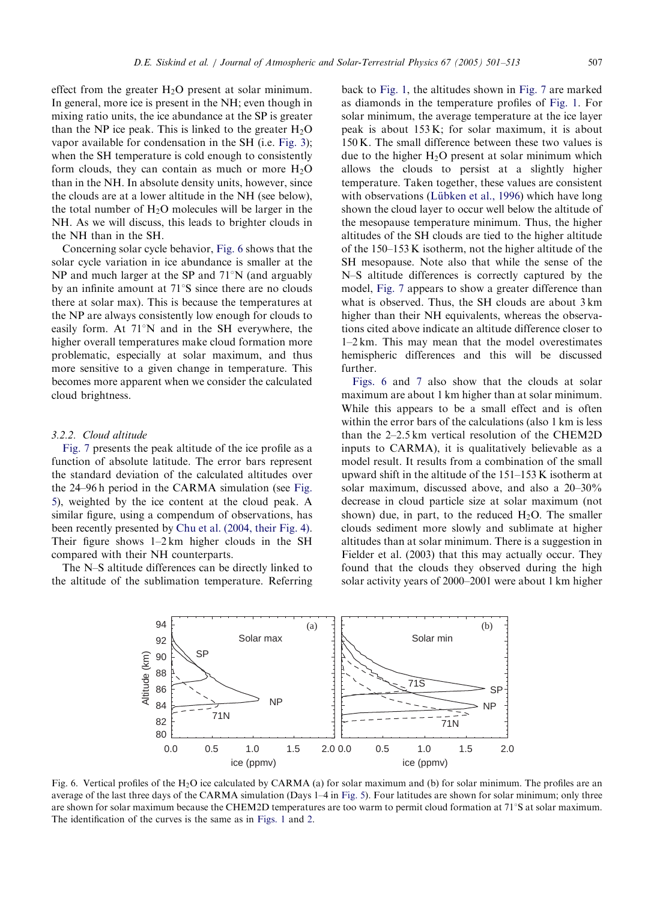effect from the greater $H_2O$ present at solar minimum. In general, more ice is present in the NH; even though in mixing ratio units, the ice abundance at the SP is greater than the NP ice peak. This is linked to the greater $H_2O$ vapor available for condensation in the SH (i.e. Fig. 3); when the SH temperature is cold enough to consistently form clouds, they can contain as much or more $H_2O$ than in the NH. In absolute density units, however, since the clouds are at a lower altitude in the NH (see below), the total number of $H_2O$ molecules will be larger in the NH. As we will discuss, this leads to brighter clouds in the NH than in the SH.

Concerning solar cycle behavior, Fig. 6 shows that the solar cycle variation in ice abundance is smaller at the NP and much larger at the SP and 71°N (and arguably by an infinite amount at 71°S since there are no clouds there at solar max). This is because the temperatures at the NP are always consistently low enough for clouds to easily form. At 71°N and in the SH everywhere, the higher overall temperatures make cloud formation more problematic, especially at solar maximum, and thus more sensitive to a given change in temperature. This becomes more apparent when we consider the calculated cloud brightness.

### 3.2.2. Cloud altitude

Fig. 7 presents the peak altitude of the ice profile as a function of absolute latitude. The error bars represent the standard deviation of the calculated altitudes over the 24–96 h period in the CARMA simulation (see Fig. 5), weighted by the ice content at the cloud peak. A similar figure, using a compendum of observations, has been recently presented by Chu et al. (2004, their Fig. 4). Their figure shows 1–2 km higher clouds in the SH compared with their NH counterparts.

The N–S altitude differences can be directly linked to the altitude of the sublimation temperature. Referring back to Fig. 1, the altitudes shown in Fig. 7 are marked as diamonds in the temperature profiles of Fig. 1. For solar minimum, the average temperature at the ice layer peak is about 153 K; for solar maximum, it is about 150 K. The small difference between these two values is due to the higher $H_2O$ present at solar minimum which allows the clouds to persist at a slightly higher temperature. Taken together, these values are consistent with observations (Lübken et al., 1996) which have long shown the cloud layer to occur well below the altitude of the mesopause temperature minimum. Thus, the higher altitudes of the SH clouds are tied to the higher altitude of the 150–153 K isotherm, not the higher altitude of the SH mesopause. Note also that while the sense of the N–S altitude differences is correctly captured by the model, Fig. 7 appears to show a greater difference than what is observed. Thus, the SH clouds are about 3 km higher than their NH equivalents, whereas the observations cited above indicate an altitude difference closer to 1–2 km. This may mean that the model overestimates hemispheric differences and this will be discussed further.

Figs. 6 and 7 also show that the clouds at solar maximum are about 1 km higher than at solar minimum. While this appears to be a small effect and is often within the error bars of the calculations (also 1 km is less than the 2–2.5 km vertical resolution of the CHEM2D inputs to CARMA), it is qualitatively believable as a model result. It results from a combination of the small upward shift in the altitude of the 151–153 K isotherm at solar maximum, discussed above, and also a 20–30% decrease in cloud particle size at solar maximum (not shown) due, in part, to the reduced $H_2O$. The smaller clouds sediment more slowly and sublimate at higher altitudes than at solar minimum. There is a suggestion in Fielder et al. (2003) that this may actually occur. They found that the clouds they observed during the high solar activity years of 2000–2001 were about 1 km higher

Fig. 6. Vertical profiles of the $H_2O$ ice calculated by CARMA (a) for solar maximum and (b) for solar minimum. The profiles are an average of the last three days of the CARMA simulation (Days 1–4 in Fig. 5). Four latitudes are shown for solar minimum; only three are shown for solar maximum because the CHEM2D temperatures are too warm to permit cloud formation at 71°S at solar maximum. The identification of the curves is the same as in Figs. 1 and 2.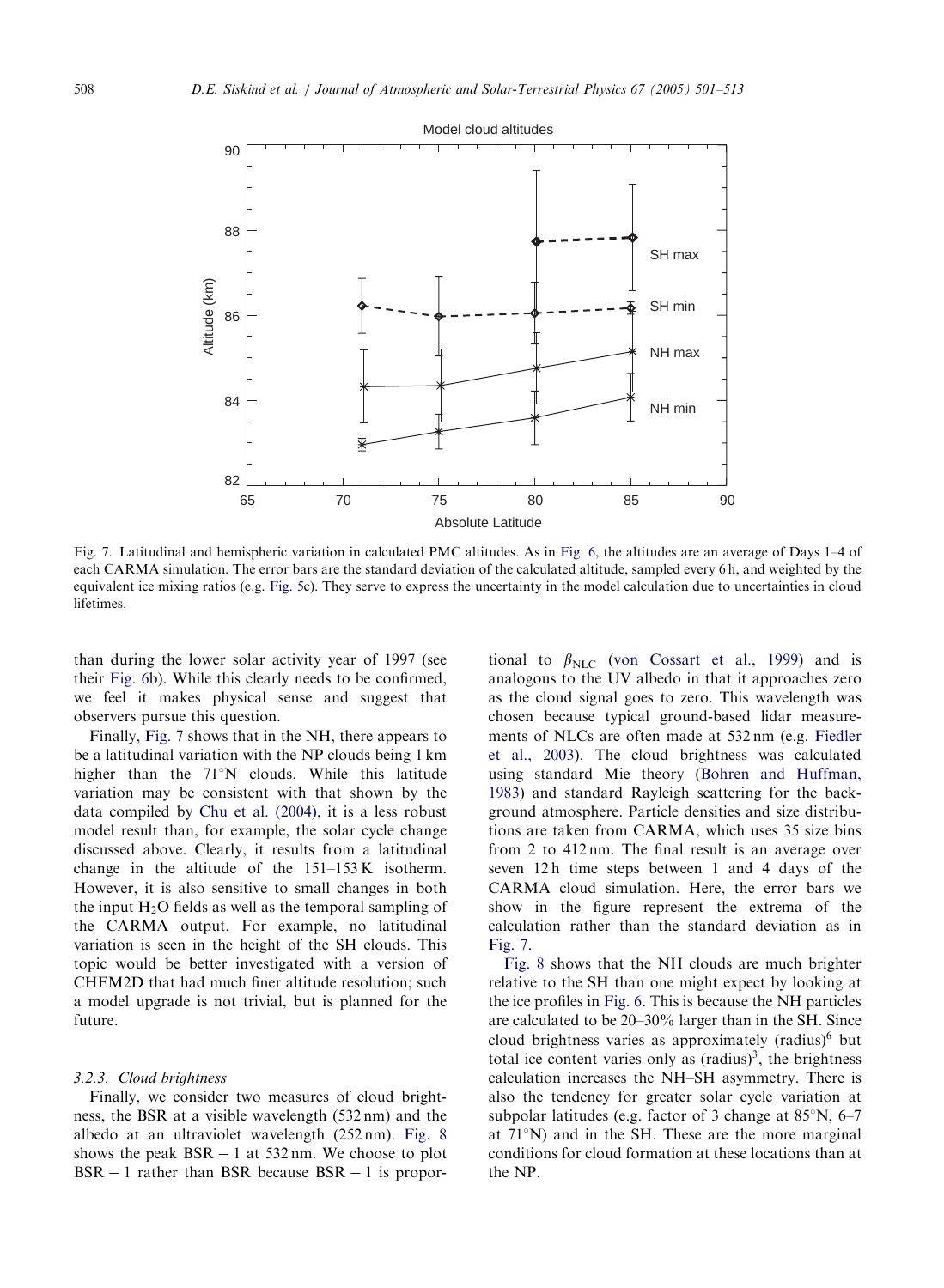Fig. 7. Latitudinal and hemispheric variation in calculated PMC altitudes. As in Fig. 6, the altitudes are an average of Days 1–4 of each CARMA simulation. The error bars are the standard deviation of the calculated altitude, sampled every 6 h, and weighted by the equivalent ice mixing ratios (e.g. Fig. 5c). They serve to express the uncertainty in the model calculation due to uncertainties in cloud lifetimes.

than during the lower solar activity year of 1997 (see their Fig. 6b). While this clearly needs to be confirmed, we feel it makes physical sense and suggest that observers pursue this question.

Finally, Fig. 7 shows that in the NH, there appears to be a latitudinal variation with the NP clouds being 1 km higher than the 71°N clouds. While this latitude variation may be consistent with that shown by the data compiled by Chu et al. (2004), it is a less robust model result than, for example, the solar cycle change discussed above. Clearly, it results from a latitudinal change in the altitude of the 151–153 K isotherm. However, it is also sensitive to small changes in both the input $H_2O$ fields as well as the temporal sampling of the CARMA output. For example, no latitudinal variation is seen in the height of the SH clouds. This topic would be better investigated with a version of CHEM2D that had much finer altitude resolution; such a model upgrade is not trivial, but is planned for the future.

### 3.2.3. Cloud brightness

Finally, we consider two measures of cloud brightness, the BSR at a visible wavelength (532 nm) and the albedo at an ultraviolet wavelength (252 nm). Fig. 8 shows the peak BSR − 1 at 532 nm. We choose to plot BSR − 1 rather than BSR because BSR − 1 is proportional to $\beta_{NLC}$ (von Cossart et al., 1999) and is analogous to the UV albedo in that it approaches zero as the cloud signal goes to zero. This wavelength was chosen because typical ground-based lidar measurements of NLCs are often made at 532 nm (e.g. Fiedler et al., 2003). The cloud brightness was calculated using standard Mie theory (Bohren and Huffman, 1983) and standard Rayleigh scattering for the background atmosphere. Particle densities and size distributions are taken from CARMA, which uses 35 size bins from 2 to 412 nm. The final result is an average over seven 12 h time steps between 1 and 4 days of the CARMA cloud simulation. Here, the error bars we show in the figure represent the extrema of the calculation rather than the standard deviation as in Fig. 7.

Fig. 8 shows that the NH clouds are much brighter relative to the SH than one might expect by looking at the ice profiles in Fig. 6. This is because the NH particles are calculated to be 20–30% larger than in the SH. Since cloud brightness varies as approximately $(\text{radius})^6$ but total ice content varies only as $(\text{radius})^3$, the brightness calculation increases the NH–SH asymmetry. There is also the tendency for greater solar cycle variation at subpolar latitudes (e.g. factor of 3 change at 85°N, 6–7 at 71°N) and in the SH. These are the more marginal conditions for cloud formation at these locations than at the NP.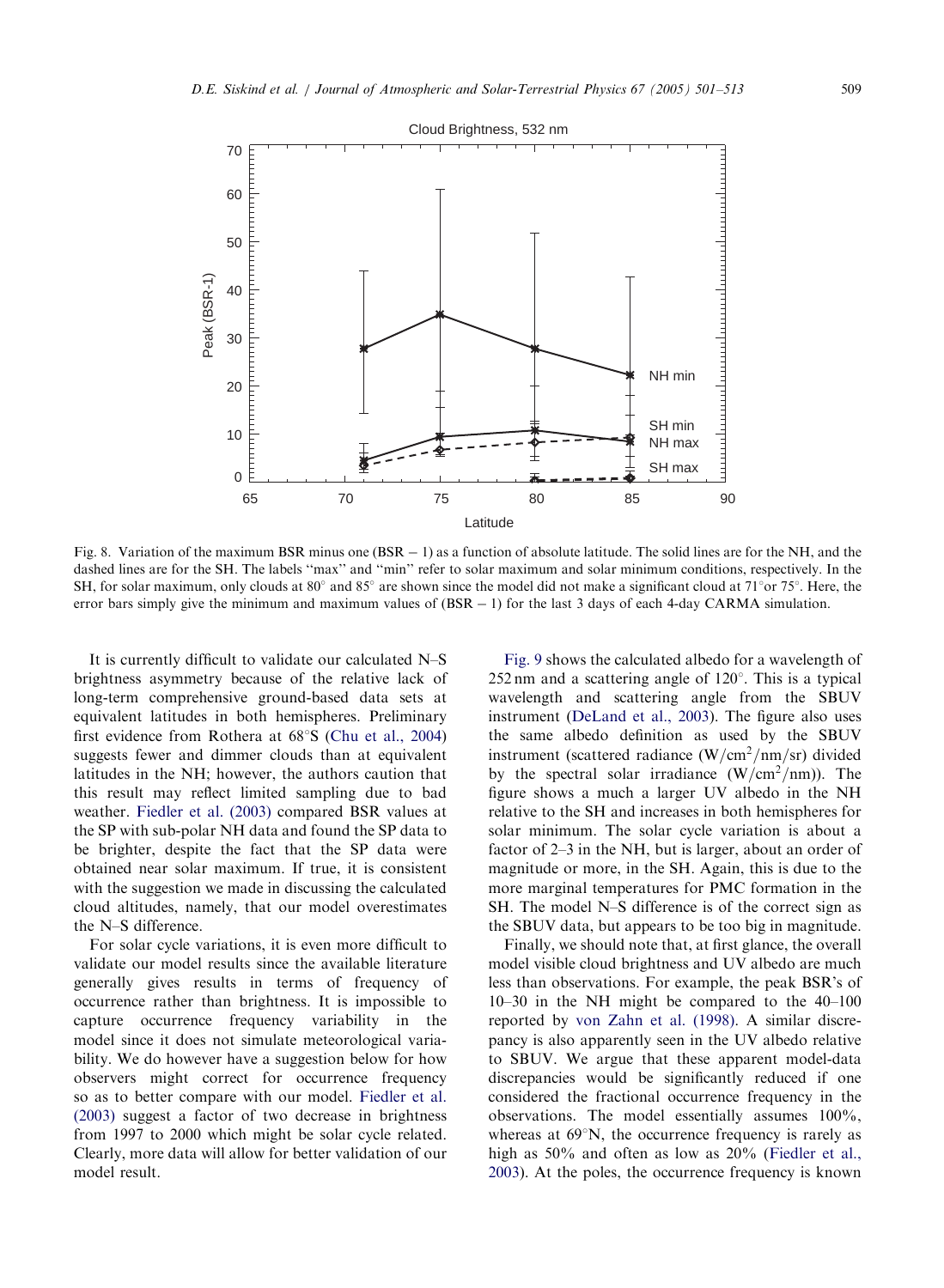Fig. 8. Variation of the maximum BSR minus one (BSR − 1) as a function of absolute latitude. The solid lines are for the NH, and the dashed lines are for the SH. The labels "max" and "min" refer to solar maximum and solar minimum conditions, respectively. In the SH, for solar maximum, only clouds at 80° and 85° are shown since the model did not make a significant cloud at 71° or 75°. Here, the error bars simply give the minimum and maximum values of (BSR − 1) for the last 3 days of each 4-day CARMA simulation.

It is currently difficult to validate our calculated N–S brightness asymmetry because of the relative lack of long-term comprehensive ground-based data sets at equivalent latitudes in both hemispheres. Preliminary first evidence from Rothera at 68°S (Chu et al., 2004) suggests fewer and dimmer clouds than at equivalent latitudes in the NH; however, the authors caution that this result may reflect limited sampling due to bad weather. Fiedler et al. (2003) compared BSR values at the SP with sub-polar NH data and found the SP data to be brighter, despite the fact that the SP data were obtained near solar maximum. If true, it is consistent with the suggestion we made in discussing the calculated cloud altitudes, namely, that our model overestimates the N–S difference.

For solar cycle variations, it is even more difficult to validate our model results since the available literature generally gives results in terms of frequency of occurrence rather than brightness. It is impossible to capture occurrence frequency variability in the model since it does not simulate meteorological variability. We do however have a suggestion below for how observers might correct for occurrence frequency so as to better compare with our model. Fiedler et al. (2003) suggest a factor of two decrease in brightness from 1997 to 2000 which might be solar cycle related. Clearly, more data will allow for better validation of our model result.

Fig. 9 shows the calculated albedo for a wavelength of 252 nm and a scattering angle of 120°. This is a typical wavelength and scattering angle from the SBUV instrument (DeLand et al., 2003). The figure also uses the same albedo definition as used by the SBUV instrument (scattered radiance ($W/cm^2/nm/sr$) divided by the spectral solar irradiance ($W/cm^2/nm$)). The figure shows a much a larger UV albedo in the NH relative to the SH and increases in both hemispheres for solar minimum. The solar cycle variation is about a factor of 2–3 in the NH, but is larger, about an order of magnitude or more, in the SH. Again, this is due to the more marginal temperatures for PMC formation in the SH. The model N–S difference is of the correct sign as the SBUV data, but appears to be too big in magnitude.

Finally, we should note that, at first glance, the overall model visible cloud brightness and UV albedo are much less than observations. For example, the peak BSR's of 10–30 in the NH might be compared to the 40–100 reported by von Zahn et al. (1998). A similar discrepancy is also apparently seen in the UV albedo relative to SBUV. We argue that these apparent model-data discrepancies would be significantly reduced if one considered the fractional occurrence frequency in the observations. The model essentially assumes 100%, whereas at 69°N, the occurrence frequency is rarely as high as 50% and often as low as 20% (Fiedler et al., 2003). At the poles, the occurrence frequency is known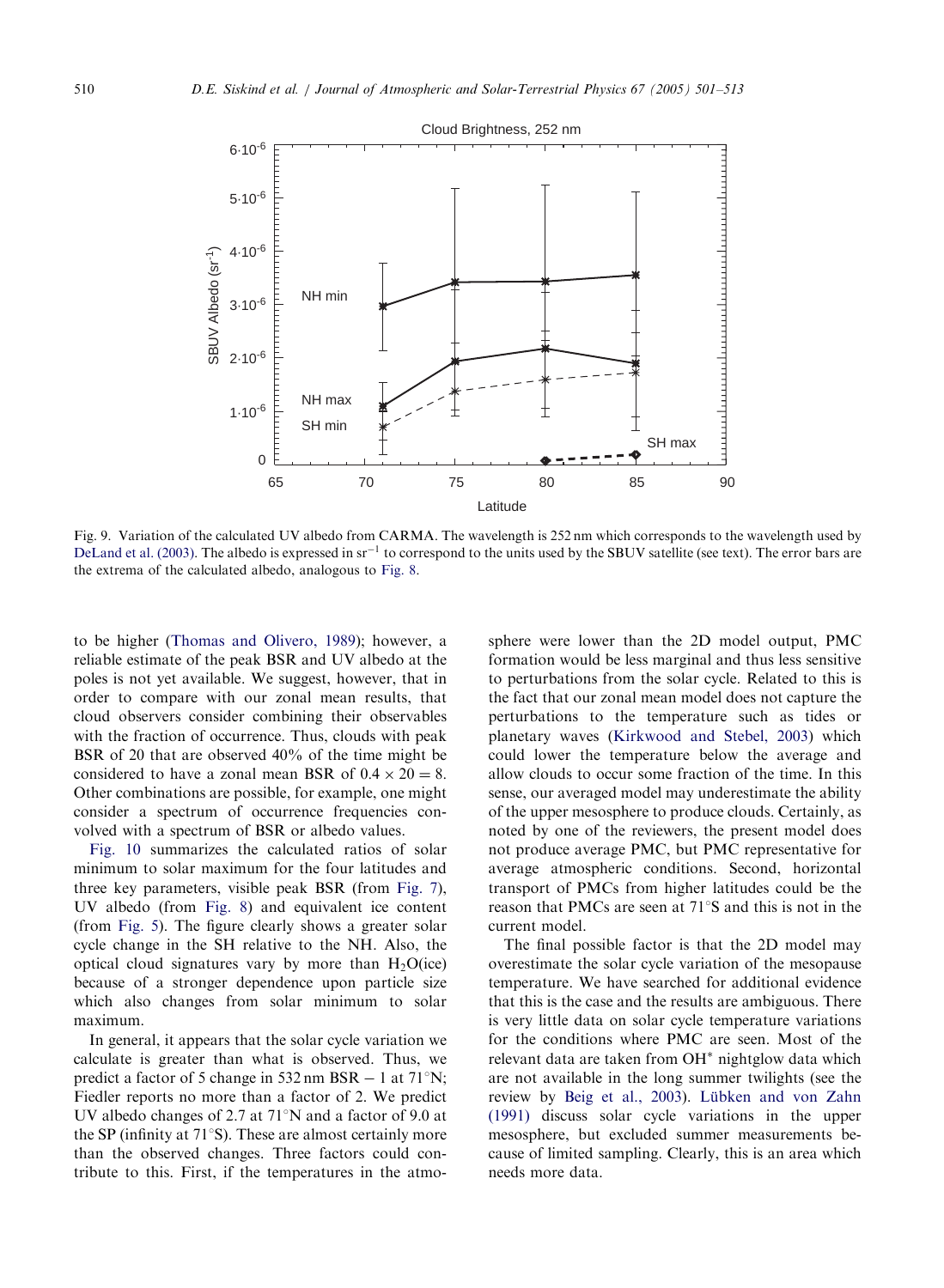Fig. 9. Variation of the calculated UV albedo from CARMA. The wavelength is 252 nm which corresponds to the wavelength used by DeLand et al. (2003). The albedo is expressed in $sr^{-1}$ to correspond to the units used by the SBUV satellite (see text). The error bars are the extrema of the calculated albedo, analogous to Fig. 8.

to be higher (Thomas and Olivero, 1989); however, a reliable estimate of the peak BSR and UV albedo at the poles is not yet available. We suggest, however, that in order to compare with our zonal mean results, that cloud observers consider combining their observables with the fraction of occurrence. Thus, clouds with peak BSR of 20 that are observed 40% of the time might be considered to have a zonal mean BSR of $0.4 \times 20 = 8$. Other combinations are possible, for example, one might consider a spectrum of occurrence frequencies convolved with a spectrum of BSR or albedo values.

Fig. 10 summarizes the calculated ratios of solar minimum to solar maximum for the four latitudes and three key parameters, visible peak BSR (from Fig. 7), UV albedo (from Fig. 8) and equivalent ice content (from Fig. 5). The figure clearly shows a greater solar cycle change in the SH relative to the NH. Also, the optical cloud signatures vary by more than $H_2O$(ice) because of a stronger dependence upon particle size which also changes from solar minimum to solar maximum.

In general, it appears that the solar cycle variation we calculate is greater than what is observed. Thus, we predict a factor of 5 change in 532 nm BSR − 1 at 71°N; Fiedler reports no more than a factor of 2. We predict UV albedo changes of 2.7 at 71°N and a factor of 9.0 at the SP (infinity at 71°S). These are almost certainly more than the observed changes. Three factors could contribute to this. First, if the temperatures in the atmosphere were lower than the 2D model output, PMC formation would be less marginal and thus less sensitive to perturbations from the solar cycle. Related to this is the fact that our zonal mean model does not capture the perturbations to the temperature such as tides or planetary waves (Kirkwood and Stebel, 2003) which could lower the temperature below the average and allow clouds to occur some fraction of the time. In this sense, our averaged model may underestimate the ability of the upper mesosphere to produce clouds. Certainly, as noted by one of the reviewers, the present model does not produce average PMC, but PMC representative for average atmospheric conditions. Second, horizontal transport of PMCs from higher latitudes could be the reason that PMCs are seen at 71°S and this is not in the current model.

The final possible factor is that the 2D model may overestimate the solar cycle variation of the mesopause temperature. We have searched for additional evidence that this is the case and the results are ambiguous. There is very little data on solar cycle temperature variations for the conditions where PMC are seen. Most of the relevant data are taken from OH* nightglow data which are not available in the long summer twilights (see the review by Beig et al., 2003). Lübken and von Zahn (1991) discuss solar cycle variations in the upper mesosphere, but excluded summer measurements because of limited sampling. Clearly, this is an area which needs more data.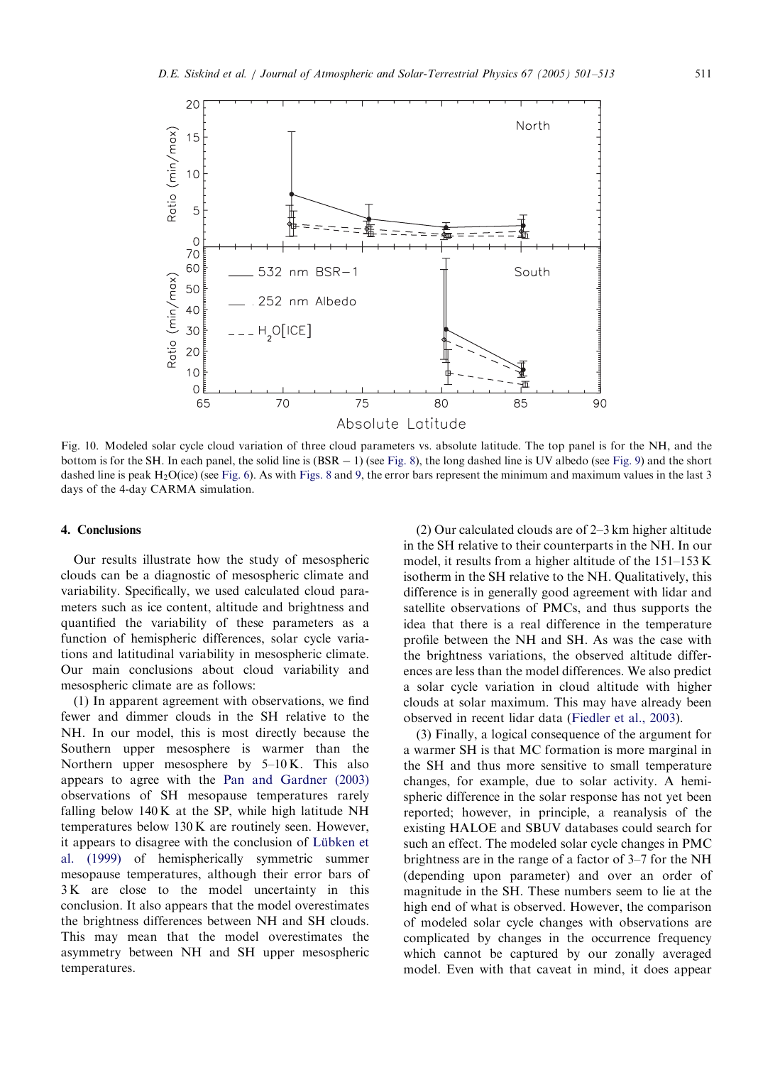Fig. 10. Modeled solar cycle cloud variation of three cloud parameters vs. absolute latitude. The top panel is for the NH, and the bottom is for the SH. In each panel, the solid line is (BSR − 1) (see Fig. 8), the long dashed line is UV albedo (see Fig. 9) and the short dashed line is peak $H_2O$(ice) (see Fig. 6). As with Figs. 8 and 9, the error bars represent the minimum and maximum values in the last 3 days of the 4-day CARMA simulation.

## 4. Conclusions

Our results illustrate how the study of mesospheric clouds can be a diagnostic of mesospheric climate and variability. Specifically, we used calculated cloud parameters such as ice content, altitude and brightness and quantified the variability of these parameters as a function of hemispheric differences, solar cycle variations and latitudinal variability in mesospheric climate. Our main conclusions about cloud variability and mesospheric climate are as follows:

(1) In apparent agreement with observations, we find fewer and dimmer clouds in the SH relative to the NH. In our model, this is most directly because the Southern upper mesosphere is warmer than the Northern upper mesosphere by 5–10 K. This also appears to agree with the Pan and Gardner (2003) observations of SH mesopause temperatures rarely falling below 140 K at the SP, while high latitude NH temperatures below 130 K are routinely seen. However, it appears to disagree with the conclusion of Lübken et al. (1999) of hemispherically symmetric summer mesopause temperatures, although their error bars of 3 K are close to the model uncertainty in this conclusion. It also appears that the model overestimates the brightness differences between NH and SH clouds. This may mean that the model overestimates the asymmetry between NH and SH upper mesospheric temperatures.

(2) Our calculated clouds are of 2–3 km higher altitude in the SH relative to their counterparts in the NH. In our model, it results from a higher altitude of the 151–153 K isotherm in the SH relative to the NH. Qualitatively, this difference is in generally good agreement with lidar and satellite observations of PMCs, and thus supports the idea that there is a real difference in the temperature profile between the NH and SH. As was the case with the brightness variations, the observed altitude differences are less than the model differences. We also predict a solar cycle variation in cloud altitude with higher clouds at solar maximum. This may have already been observed in recent lidar data (Fiedler et al., 2003).

(3) Finally, a logical consequence of the argument for a warmer SH is that MC formation is more marginal in the SH and thus more sensitive to small temperature changes, for example, due to solar activity. A hemispheric difference in the solar response has not yet been reported; however, in principle, a reanalysis of the existing HALOE and SBUV databases could search for such an effect. The modeled solar cycle changes in PMC brightness are in the range of a factor of 3–7 for the NH (depending upon parameter) and over an order of magnitude in the SH. These numbers seem to lie at the high end of what is observed. However, the comparison of modeled solar cycle changes with observations are complicated by changes in the occurrence frequency which cannot be captured by our zonally averaged model. Even with that caveat in mind, it does appear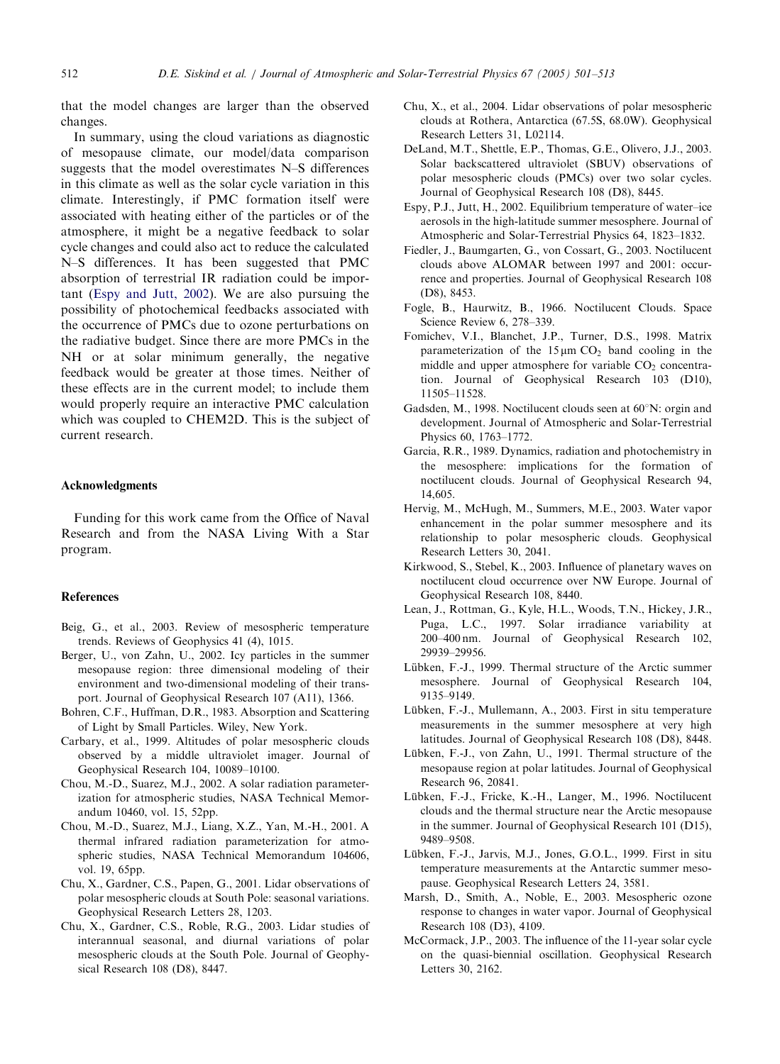that the model changes are larger than the observed changes.

In summary, using the cloud variations as diagnostic of mesopause climate, our model/data comparison suggests that the model overestimates N–S differences in this climate as well as the solar cycle variation in this climate. Interestingly, if PMC formation itself were associated with heating either of the particles or of the atmosphere, it might be a negative feedback to solar cycle changes and could also act to reduce the calculated N–S differences. It has been suggested that PMC absorption of terrestrial IR radiation could be important (Espy and Jutt, 2002). We are also pursuing the possibility of photochemical feedbacks associated with the occurrence of PMCs due to ozone perturbations on the radiative budget. Since there are more PMCs in the NH or at solar minimum generally, the negative feedback would be greater at those times. Neither of these effects are in the current model; to include them would properly require an interactive PMC calculation which was coupled to CHEM2D. This is the subject of current research.

## Acknowledgments

Funding for this work came from the Office of Naval Research and from the NASA Living With a Star program.

## References

Beig, G., et al., 2003. Review of mesospheric temperature trends. Reviews of Geophysics 41 (4), 1015.

Berger, U., von Zahn, U., 2002. Icy particles in the summer mesopause region: three dimensional modeling of their environment and two-dimensional modeling of their transport. Journal of Geophysical Research 107 (A11), 1366.

Bohren, C.F., Huffman, D.R., 1983. Absorption and Scattering of Light by Small Particles. Wiley, New York.

Carbary, et al., 1999. Altitudes of polar mesospheric clouds observed by a middle ultraviolet imager. Journal of Geophysical Research 104, 10089–10100.

Chou, M.-D., Suarez, M.J., 2002. A solar radiation parameterization for atmospheric studies, NASA Technical Memorandum 10460, vol. 15, 52pp.

Chou, M.-D., Suarez, M.J., Liang, X.Z., Yan, M.-H., 2001. A thermal infrared radiation parameterization for atmospheric studies, NASA Technical Memorandum 104606, vol. 19, 65pp.

Chu, X., Gardner, C.S., Papen, G., 2001. Lidar observations of polar mesospheric clouds at South Pole: seasonal variations. Geophysical Research Letters 28, 1203.

Chu, X., Gardner, C.S., Roble, R.G., 2003. Lidar studies of interannual seasonal, and diurnal variations of polar mesospheric clouds at the South Pole. Journal of Geophysical Research 108 (D8), 8447.

Chu, X., et al., 2004. Lidar observations of polar mesospheric clouds at Rothera, Antarctica (67.5S, 68.0W). Geophysical Research Letters 31, L02114.

DeLand, M.T., Shettle, E.P., Thomas, G.E., Olivero, J.J., 2003. Solar backscattered ultraviolet (SBUV) observations of polar mesospheric clouds (PMCs) over two solar cycles. Journal of Geophysical Research 108 (D8), 8445.

Espy, P.J., Jutt, H., 2002. Equilibrium temperature of water–ice aerosols in the high-latitude summer mesosphere. Journal of Atmospheric and Solar-Terrestrial Physics 64, 1823–1832.

Fiedler, J., Baumgarten, G., von Cossart, G., 2003. Noctilucent clouds above ALOMAR between 1997 and 2001: occurrence and properties. Journal of Geophysical Research 108 (D8), 8453.

Fogle, B., Haurwitz, B., 1966. Noctilucent Clouds. Space Science Review 6, 278–339.

Fomichev, V.I., Blanchet, J.P., Turner, D.S., 1998. Matrix parameterization of the 15 μm $CO_2$ band cooling in the middle and upper atmosphere for variable $CO_2$ concentration. Journal of Geophysical Research 103 (D10), 11505–11528.

Gadsden, M., 1998. Noctilucent clouds seen at 60°N: orgin and development. Journal of Atmospheric and Solar-Terrestrial Physics 60, 1763–1772.

Garcia, R.R., 1989. Dynamics, radiation and photochemistry in the mesosphere: implications for the formation of noctilucent clouds. Journal of Geophysical Research 94, 14,605.

Hervig, M., McHugh, M., Summers, M.E., 2003. Water vapor enhancement in the polar summer mesosphere and its relationship to polar mesospheric clouds. Geophysical Research Letters 30, 2041.

Kirkwood, S., Stebel, K., 2003. Influence of planetary waves on noctilucent cloud occurrence over NW Europe. Journal of Geophysical Research 108, 8440.

Lean, J., Rottman, G., Kyle, H.L., Woods, T.N., Hickey, J.R., Puga, L.C., 1997. Solar irradiance variability at 200–400 nm. Journal of Geophysical Research 102, 29939–29956.

Lübken, F.-J., 1999. Thermal structure of the Arctic summer mesosphere. Journal of Geophysical Research 104, 9135–9149.

Lübken, F.-J., Mullemann, A., 2003. First in situ temperature measurements in the summer mesosphere at very high latitudes. Journal of Geophysical Research 108 (D8), 8448.

Lübken, F.-J., von Zahn, U., 1991. Thermal structure of the mesopause region at polar latitudes. Journal of Geophysical Research 96, 20841.

Lübken, F.-J., Fricke, K.-H., Langer, M., 1996. Noctilucent clouds and the thermal structure near the Arctic mesopause in the summer. Journal of Geophysical Research 101 (D15), 9489–9508.

Lübken, F.-J., Jarvis, M.J., Jones, G.O.L., 1999. First in situ temperature measurements at the Antarctic summer mesopause. Geophysical Research Letters 24, 3581.

Marsh, D., Smith, A., Noble, E., 2003. Mesospheric ozone response to changes in water vapor. Journal of Geophysical Research 108 (D3), 4109.

McCormack, J.P., 2003. The influence of the 11-year solar cycle on the quasi-biennial oscillation. Geophysical Research Letters 30, 2162.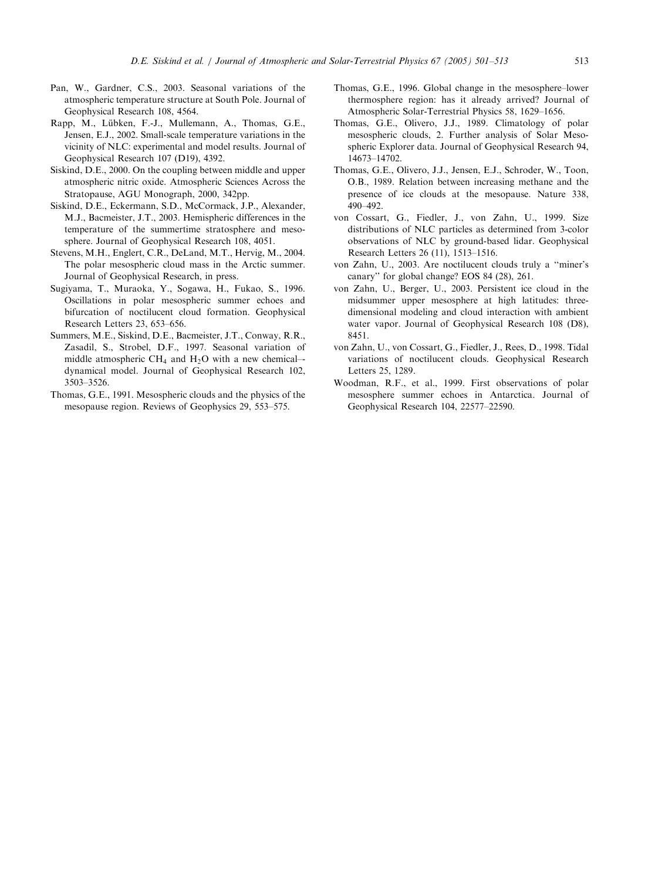Pan, W., Gardner, C.S., 2003. Seasonal variations of the atmospheric temperature structure at South Pole. Journal of Geophysical Research 108, 4564.

Rapp, M., Lübken, F.-J., Mullemann, A., Thomas, G.E., Jensen, E.J., 2002. Small-scale temperature variations in the vicinity of NLC: experimental and model results. Journal of Geophysical Research 107 (D19), 4392.

Siskind, D.E., 2000. On the coupling between middle and upper atmospheric nitric oxide. Atmospheric Sciences Across the Stratopause, AGU Monograph, 2000, 342pp.

Siskind, D.E., Eckermann, S.D., McCormack, J.P., Alexander, M.J., Bacmeister, J.T., 2003. Hemispheric differences in the temperature of the summertime stratosphere and mesosphere. Journal of Geophysical Research 108, 4051.

Stevens, M.H., Englert, C.R., DeLand, M.T., Hervig, M., 2004. The polar mesospheric cloud mass in the Arctic summer. Journal of Geophysical Research, in press.

Sugiyama, T., Muraoka, Y., Sogawa, H., Fukao, S., 1996. Oscillations in polar mesospheric summer echoes and bifurcation of noctilucent cloud formation. Geophysical Research Letters 23, 653–656.

Summers, M.E., Siskind, D.E., Bacmeister, J.T., Conway, R.R., Zasadil, S., Strobel, D.F., 1997. Seasonal variation of middle atmospheric $CH_4$ and $H_2O$ with a new chemical–dynamical model. Journal of Geophysical Research 102, 3503–3526.

Thomas, G.E., 1991. Mesospheric clouds and the physics of the mesopause region. Reviews of Geophysics 29, 553–575.

Thomas, G.E., 1996. Global change in the mesosphere–lower thermosphere region: has it already arrived? Journal of Atmospheric Solar-Terrestrial Physics 58, 1629–1656.

Thomas, G.E., Olivero, J.J., 1989. Climatology of polar mesospheric clouds, 2. Further analysis of Solar Mesospheric Explorer data. Journal of Geophysical Research 94, 14673–14702.

Thomas, G.E., Olivero, J.J., Jensen, E.J., Schroder, W., Toon, O.B., 1989. Relation between increasing methane and the presence of ice clouds at the mesopause. Nature 338, 490–492.

von Cossart, G., Fiedler, J., von Zahn, U., 1999. Size distributions of NLC particles as determined from 3-color observations of NLC by ground-based lidar. Geophysical Research Letters 26 (11), 1513–1516.

von Zahn, U., 2003. Are noctilucent clouds truly a "miner's canary" for global change? EOS 84 (28), 261.

von Zahn, U., Berger, U., 2003. Persistent ice cloud in the midsummer upper mesosphere at high latitudes: three-dimensional modeling and cloud interaction with ambient water vapor. Journal of Geophysical Research 108 (D8), 8451.

von Zahn, U., von Cossart, G., Fiedler, J., Rees, D., 1998. Tidal variations of noctilucent clouds. Geophysical Research Letters 25, 1289.

Woodman, R.F., et al., 1999. First observations of polar mesosphere summer echoes in Antarctica. Journal of Geophysical Research 104, 22577–22590.